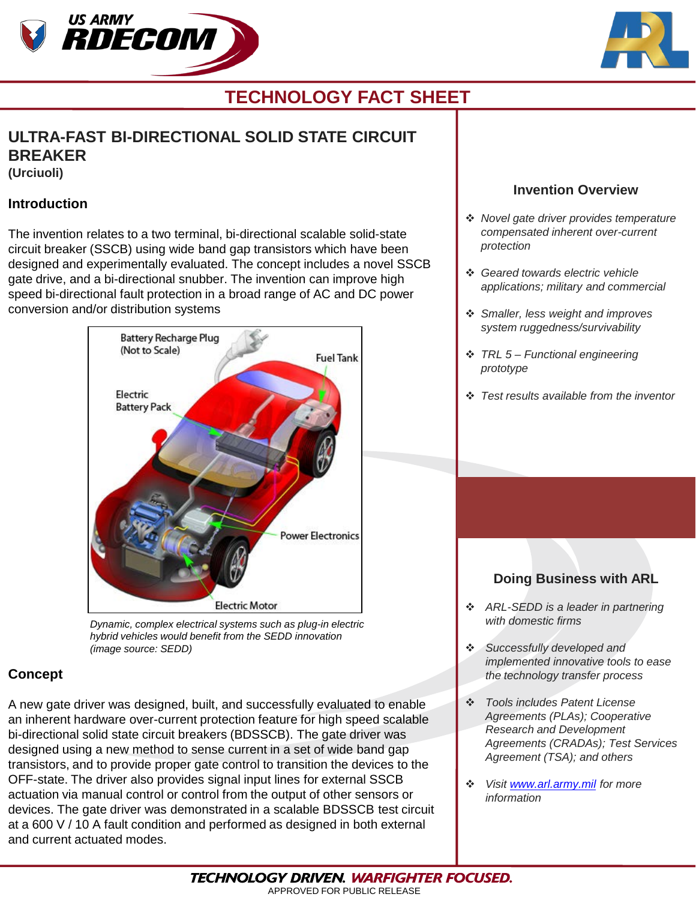# TECHNOLOGY FACT SHEET

## ULTRA-FAST BI-DIRECTIONAL SOLID STATE CIRCUIT BREAKER

**(Urciuoli)**

### Introduction

The invention relates to a two terminal, bi-directional scalable solid-state circuit breaker (SSCB) using wide band gap transistors which have been designed and experimentally evaluated. The concept includes a novel SSCB gate drive, and a bi-directional snubber. The invention can improve high speed bi-directional fault protection in a broad range of AC and DC power conversion and/or distribution systems

*Dynamic, complex electrical systems such as plug-in electric hybrid vehicles would benefit from the SEDD innovation (image source: SEDD)*

### Concept

A new gate driver was designed, built, and successfully evaluated to enable an inherent hardware over-current protection feature for high speed scalable bi-directional solid state circuit breakers (BDSSCB). The gate driver was designed using a new method to sense current in a set of wide band gap transistors, and to provide proper gate control to transition the devices to the OFF-state. The driver also provides signal input lines for external SSCB actuation via manual control or control from the output of other sensors or devices. The gate driver was demonstrated in a scalable BDSSCB test circuit at a 600 V / 10 A fault condition and performed as designed in both external and current actuated modes.

### Invention Overview

- *Novel gate driver provides temperature compensated inherent over-current protection*
- *Geared towards electric vehicle applications; military and commercial*
- *Smaller, less weight and improves system ruggedness/survivability*
- *TRL 5 – Functional engineering prototype*
- *Test results available from the inventor*

### Doing Business with ARL

- *ARL-SEDD is a leader in partnering with domestic firms*
- *Successfully developed and implemented innovative tools to ease the technology transfer process*
- *Tools includes Patent License Agreements (PLAs); Cooperative Research and Development Agreements (CRADAs); Test Services Agreement (TSA); and others*
- *Visit [www.arl.army.mil](http://www.arl.army.mil) for more information*

**TECHNOLOGY DRIVEN. WARFIGHTER FOCUSED.**

APPROVED FOR PUBLIC RELEASE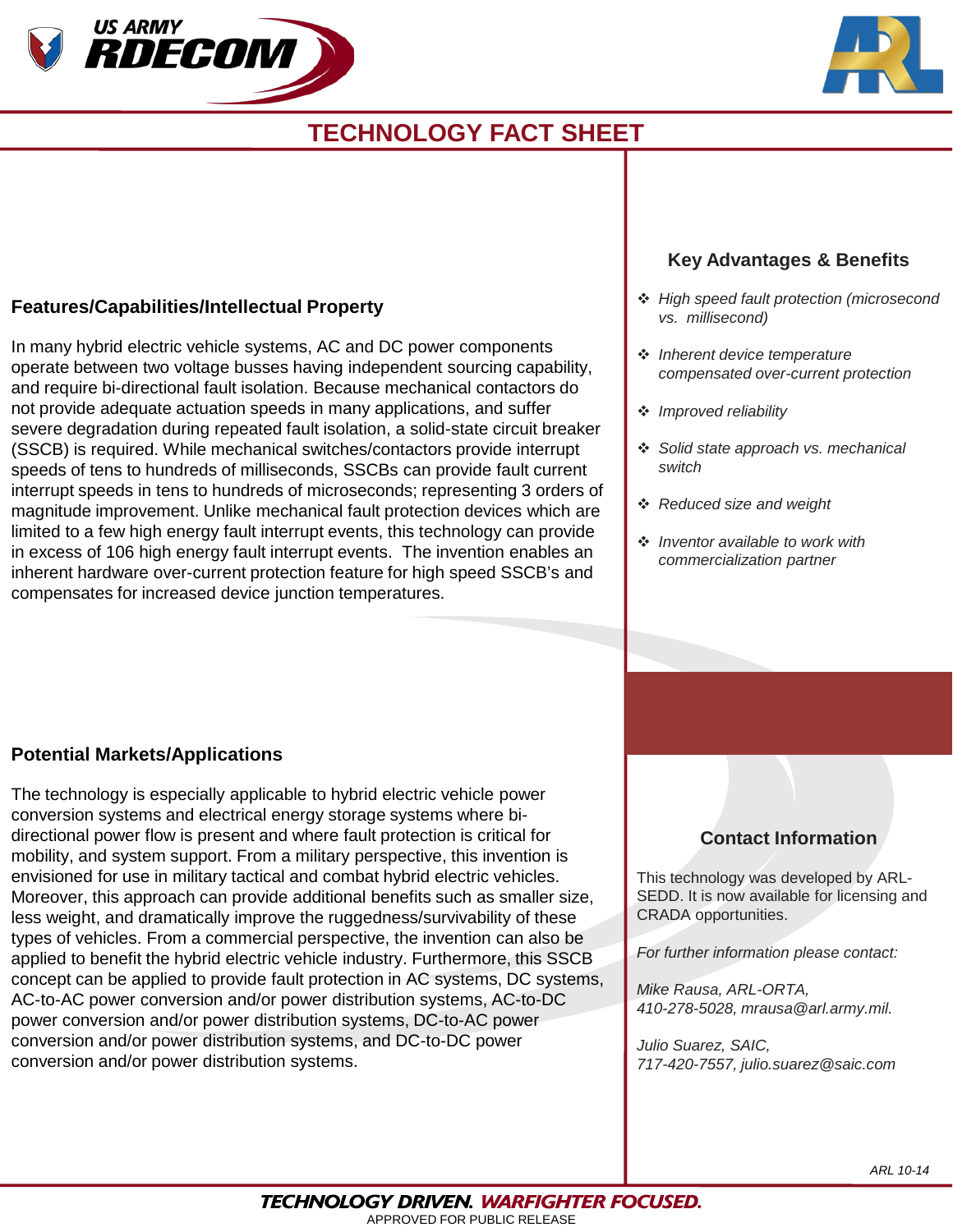US ARMY RDECOM

# TECHNOLOGY FACT SHEET

## Features/Capabilities/Intellectual Property

In many hybrid electric vehicle systems, AC and DC power components operate between two voltage busses having independent sourcing capability, and require bi-directional fault isolation. Because mechanical contactors do not provide adequate actuation speeds in many applications, and suffer severe degradation during repeated fault isolation, a solid-state circuit breaker (SSCB) is required. While mechanical switches/contactors provide interrupt speeds of tens to hundreds of milliseconds, SSCBs can provide fault current interrupt speeds in tens to hundreds of microseconds; representing 3 orders of magnitude improvement. Unlike mechanical fault protection devices which are limited to a few high energy fault interrupt events, this technology can provide in excess of 106 high energy fault interrupt events. The invention enables an inherent hardware over-current protection feature for high speed SSCB's and compensates for increased device junction temperatures.

## Potential Markets/Applications

The technology is especially applicable to hybrid electric vehicle power conversion systems and electrical energy storage systems where bi-directional power flow is present and where fault protection is critical for mobility, and system support. From a military perspective, this invention is envisioned for use in military tactical and combat hybrid electric vehicles. Moreover, this approach can provide additional benefits such as smaller size, less weight, and dramatically improve the ruggedness/survivability of these types of vehicles. From a commercial perspective, the invention can also be applied to benefit the hybrid electric vehicle industry. Furthermore, this SSCB concept can be applied to provide fault protection in AC systems, DC systems, AC-to-AC power conversion and/or power distribution systems, AC-to-DC power conversion and/or power distribution systems, DC-to-AC power conversion and/or power distribution systems, and DC-to-DC power conversion and/or power distribution systems.

## Key Advantages & Benefits

- *High speed fault protection (microsecond vs. millisecond)*
- *Inherent device temperature compensated over-current protection*
- *Improved reliability*
- *Solid state approach vs. mechanical switch*
- *Reduced size and weight*
- *Inventor available to work with commercialization partner*

## Contact Information

This technology was developed by ARL-SEDD. It is now available for licensing and CRADA opportunities.

*For further information please contact:*

*Mike Rausa, ARL-ORTA, 410-278-5028, mrausa@arl.army.mil.*

*Julio Suarez, SAIC, 717-420-7557, julio.suarez@saic.com*

*ARL 10-14*

**TECHNOLOGY DRIVEN. WARFIGHTER FOCUSED.**

APPROVED FOR PUBLIC RELEASE